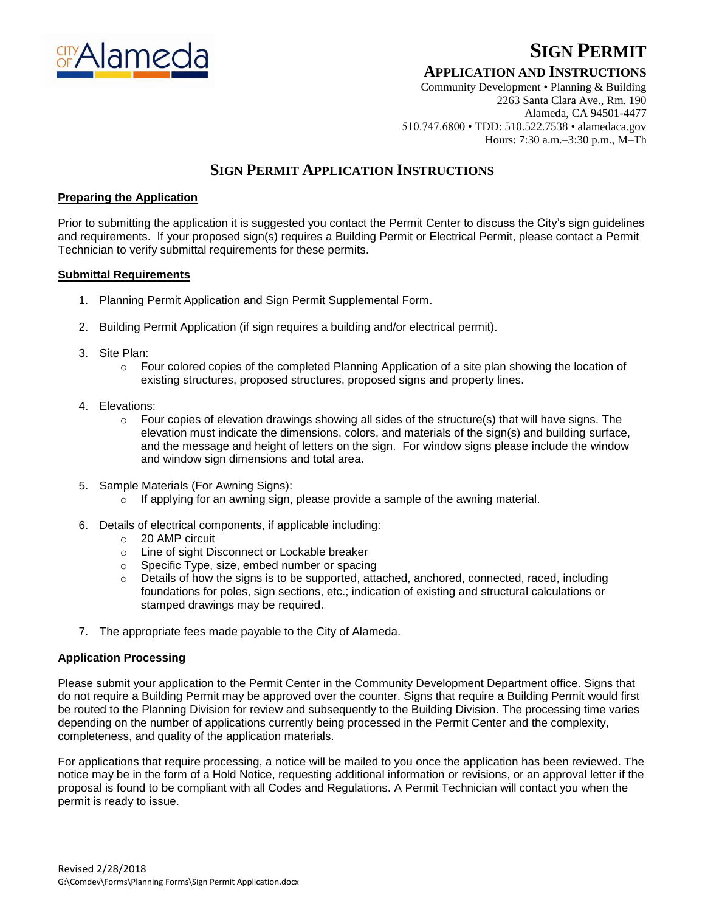# SIGN PERMIT

## APPLICATION AND INSTRUCTIONS

Community Development • Planning & Building
2263 Santa Clara Ave., Rm. 190
Alameda, CA 94501-4477
510.747.6800 • TDD: 510.522.7538 • alamedaca.gov
Hours: 7:30 a.m.–3:30 p.m., M–Th

## SIGN PERMIT APPLICATION INSTRUCTIONS

### Preparing the Application

Prior to submitting the application it is suggested you contact the Permit Center to discuss the City's sign guidelines and requirements. If your proposed sign(s) requires a Building Permit or Electrical Permit, please contact a Permit Technician to verify submittal requirements for these permits.

### Submittal Requirements

1. Planning Permit Application and Sign Permit Supplemental Form.
2. Building Permit Application (if sign requires a building and/or electrical permit).
3. Site Plan:
   - Four colored copies of the completed Planning Application of a site plan showing the location of existing structures, proposed structures, proposed signs and property lines.
4. Elevations:
   - Four copies of elevation drawings showing all sides of the structure(s) that will have signs. The elevation must indicate the dimensions, colors, and materials of the sign(s) and building surface, and the message and height of letters on the sign. For window signs please include the window and window sign dimensions and total area.
5. Sample Materials (For Awning Signs):
   - If applying for an awning sign, please provide a sample of the awning material.
6. Details of electrical components, if applicable including:
   - 20 AMP circuit
   - Line of sight Disconnect or Lockable breaker
   - Specific Type, size, embed number or spacing
   - Details of how the signs is to be supported, attached, anchored, connected, raced, including foundations for poles, sign sections, etc.; indication of existing and structural calculations or stamped drawings may be required.
7. The appropriate fees made payable to the City of Alameda.

### Application Processing

Please submit your application to the Permit Center in the Community Development Department office. Signs that do not require a Building Permit may be approved over the counter. Signs that require a Building Permit would first be routed to the Planning Division for review and subsequently to the Building Division. The processing time varies depending on the number of applications currently being processed in the Permit Center and the complexity, completeness, and quality of the application materials.

For applications that require processing, a notice will be mailed to you once the application has been reviewed. The notice may be in the form of a Hold Notice, requesting additional information or revisions, or an approval letter if the proposal is found to be compliant with all Codes and Regulations. A Permit Technician will contact you when the permit is ready to issue.

Revised 2/28/2018
G:\Comdev\Forms\Planning Forms\Sign Permit Application.docx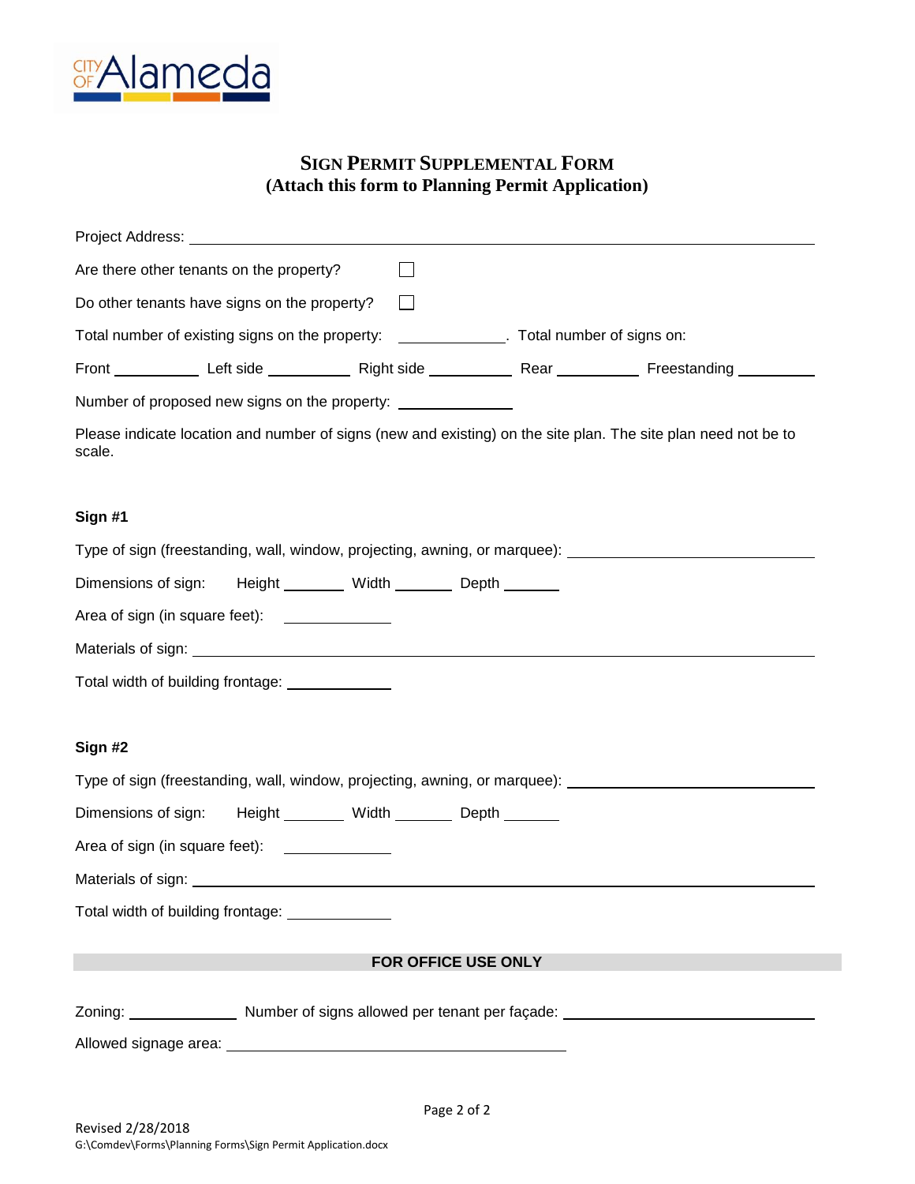# SIGN PERMIT SUPPLEMENTAL FORM
## (Attach this form to Planning Permit Application)

Project Address: ______________________________________________

Are there other tenants on the property? ☐

Do other tenants have signs on the property? ☐

Total number of existing signs on the property: __________. Total number of signs on:

Front ________ Left side ________ Right side ________ Rear ________ Freestanding ________

Number of proposed new signs on the property: __________

Please indicate location and number of signs (new and existing) on the site plan. The site plan need not be to scale.

**Sign #1**

Type of sign (freestanding, wall, window, projecting, awning, or marquee): ______________________

Dimensions of sign: Height ______ Width ______ Depth ______

Area of sign (in square feet): __________

Materials of sign: ______________________________________________

Total width of building frontage: __________

**Sign #2**

Type of sign (freestanding, wall, window, projecting, awning, or marquee): ______________________

Dimensions of sign: Height ______ Width ______ Depth ______

Area of sign (in square feet): __________

Materials of sign: ______________________________________________

Total width of building frontage: __________

**FOR OFFICE USE ONLY**

Zoning: __________ Number of signs allowed per tenant per façade: ______________________

Allowed signage area: ______________________________

Revised 2/28/2018
G:\Comdev\Forms\Planning Forms\Sign Permit Application.docx